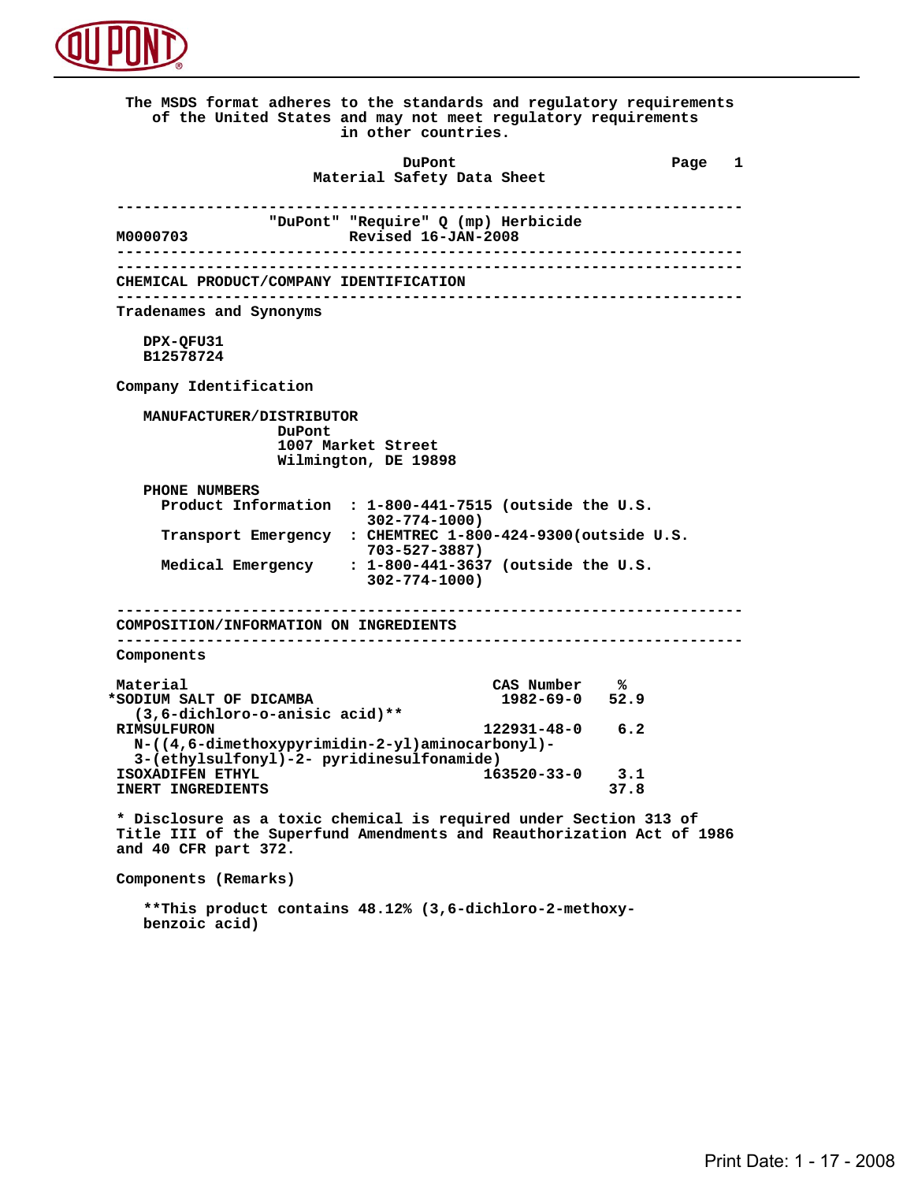The MSDS format adheres to the standards and regulatory requirements of the United States and may not meet regulatory requirements in other countries.

# DuPont Material Safety Data Sheet

## "DuPont" "Require" Q (mp) Herbicide

M0000703 Revised 16-JAN-2008

## CHEMICAL PRODUCT/COMPANY IDENTIFICATION

### Tradenames and Synonyms

DPX-QFU31
B12578724

### Company Identification

MANUFACTURER/DISTRIBUTOR
DuPont
1007 Market Street
Wilmington, DE 19898

PHONE NUMBERS

- Product Information : 1-800-441-7515 (outside the U.S. 302-774-1000)
- Transport Emergency : CHEMTREC 1-800-424-9300(outside U.S. 703-527-3887)
- Medical Emergency : 1-800-441-3637 (outside the U.S. 302-774-1000)

## COMPOSITION/INFORMATION ON INGREDIENTS

### Components

| Material | CAS Number | % |
|---|---|---|
| *SODIUM SALT OF DICAMBA (3,6-dichloro-o-anisic acid)** | 1982-69-0 | 52.9 |
| RIMSULFURON N-((4,6-dimethoxypyrimidin-2-yl)aminocarbonyl)-3-(ethylsulfonyl)-2- pyridinesulfonamide) | 122931-48-0 | 6.2 |
| ISOXADIFEN ETHYL | 163520-33-0 | 3.1 |
| INERT INGREDIENTS | | 37.8 |

* Disclosure as a toxic chemical is required under Section 313 of Title III of the Superfund Amendments and Reauthorization Act of 1986 and 40 CFR part 372.

### Components (Remarks)

**This product contains 48.12% (3,6-dichloro-2-methoxy-benzoic acid)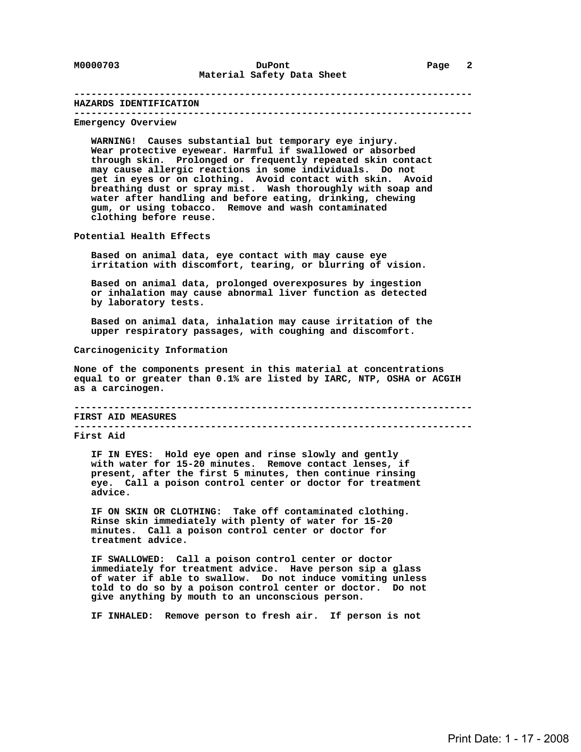## HAZARDS IDENTIFICATION

### Emergency Overview

**WARNING!** Causes substantial but temporary eye injury. Wear protective eyewear. Harmful if swallowed or absorbed through skin. Prolonged or frequently repeated skin contact may cause allergic reactions in some individuals. Do not get in eyes or on clothing. Avoid contact with skin. Avoid breathing dust or spray mist. Wash thoroughly with soap and water after handling and before eating, drinking, chewing gum, or using tobacco. Remove and wash contaminated clothing before reuse.

### Potential Health Effects

Based on animal data, eye contact with may cause eye irritation with discomfort, tearing, or blurring of vision.

Based on animal data, prolonged overexposures by ingestion or inhalation may cause abnormal liver function as detected by laboratory tests.

Based on animal data, inhalation may cause irritation of the upper respiratory passages, with coughing and discomfort.

### Carcinogenicity Information

None of the components present in this material at concentrations equal to or greater than 0.1% are listed by IARC, NTP, OSHA or ACGIH as a carcinogen.

## FIRST AID MEASURES

### First Aid

IF IN EYES: Hold eye open and rinse slowly and gently with water for 15-20 minutes. Remove contact lenses, if present, after the first 5 minutes, then continue rinsing eye. Call a poison control center or doctor for treatment advice.

IF ON SKIN OR CLOTHING: Take off contaminated clothing. Rinse skin immediately with plenty of water for 15-20 minutes. Call a poison control center or doctor for treatment advice.

IF SWALLOWED: Call a poison control center or doctor immediately for treatment advice. Have person sip a glass of water if able to swallow. Do not induce vomiting unless told to do so by a poison control center or doctor. Do not give anything by mouth to an unconscious person.

IF INHALED: Remove person to fresh air. If person is not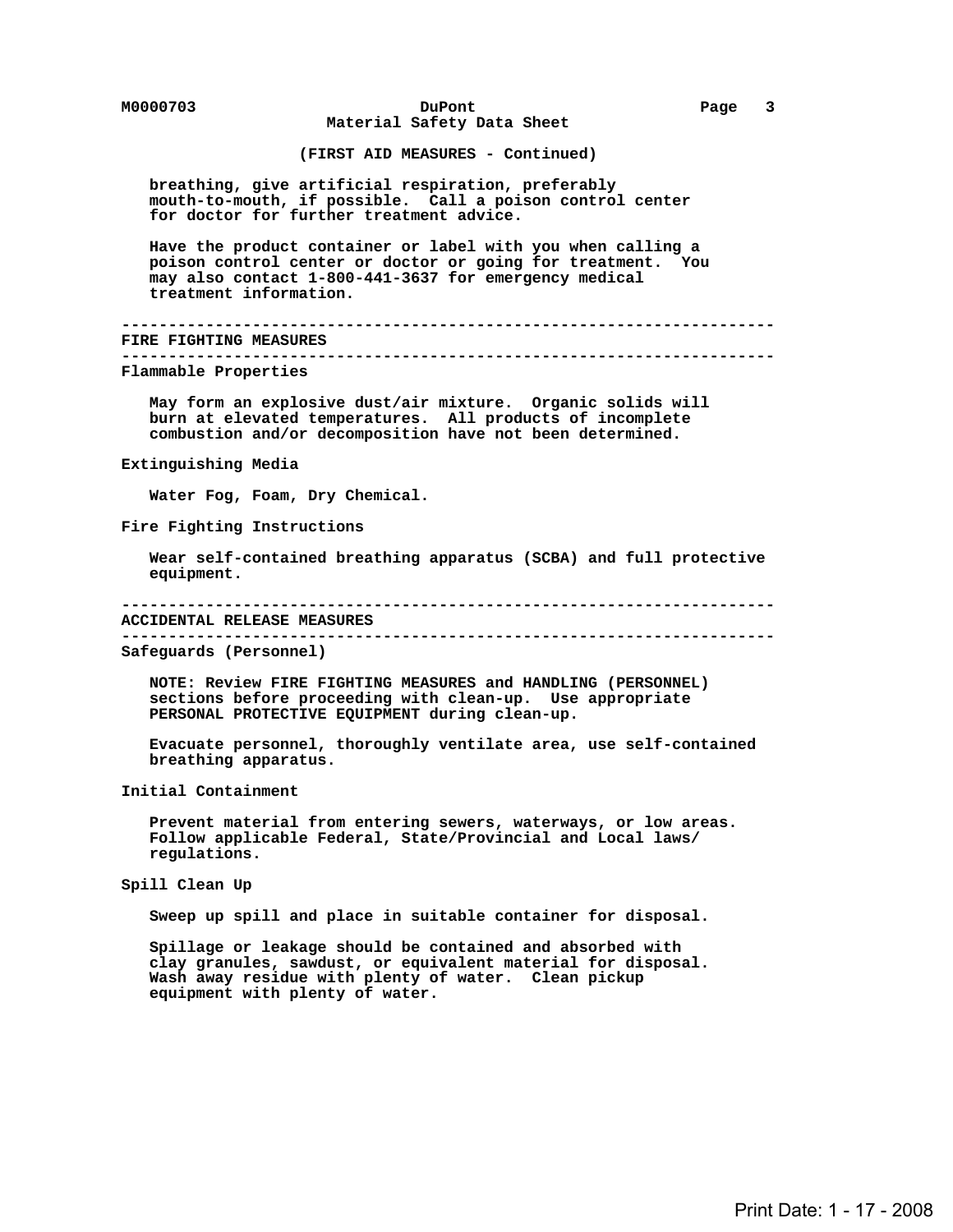(FIRST AID MEASURES - Continued)

breathing, give artificial respiration, preferably mouth-to-mouth, if possible. Call a poison control center for doctor for further treatment advice.

Have the product container or label with you when calling a poison control center or doctor or going for treatment. You may also contact 1-800-441-3637 for emergency medical treatment information.

## FIRE FIGHTING MEASURES

### Flammable Properties

May form an explosive dust/air mixture. Organic solids will burn at elevated temperatures. All products of incomplete combustion and/or decomposition have not been determined.

### Extinguishing Media

Water Fog, Foam, Dry Chemical.

### Fire Fighting Instructions

Wear self-contained breathing apparatus (SCBA) and full protective equipment.

## ACCIDENTAL RELEASE MEASURES

### Safeguards (Personnel)

NOTE: Review FIRE FIGHTING MEASURES and HANDLING (PERSONNEL) sections before proceeding with clean-up. Use appropriate PERSONAL PROTECTIVE EQUIPMENT during clean-up.

Evacuate personnel, thoroughly ventilate area, use self-contained breathing apparatus.

### Initial Containment

Prevent material from entering sewers, waterways, or low areas. Follow applicable Federal, State/Provincial and Local laws/ regulations.

### Spill Clean Up

Sweep up spill and place in suitable container for disposal.

Spillage or leakage should be contained and absorbed with clay granules, sawdust, or equivalent material for disposal. Wash away residue with plenty of water. Clean pickup equipment with plenty of water.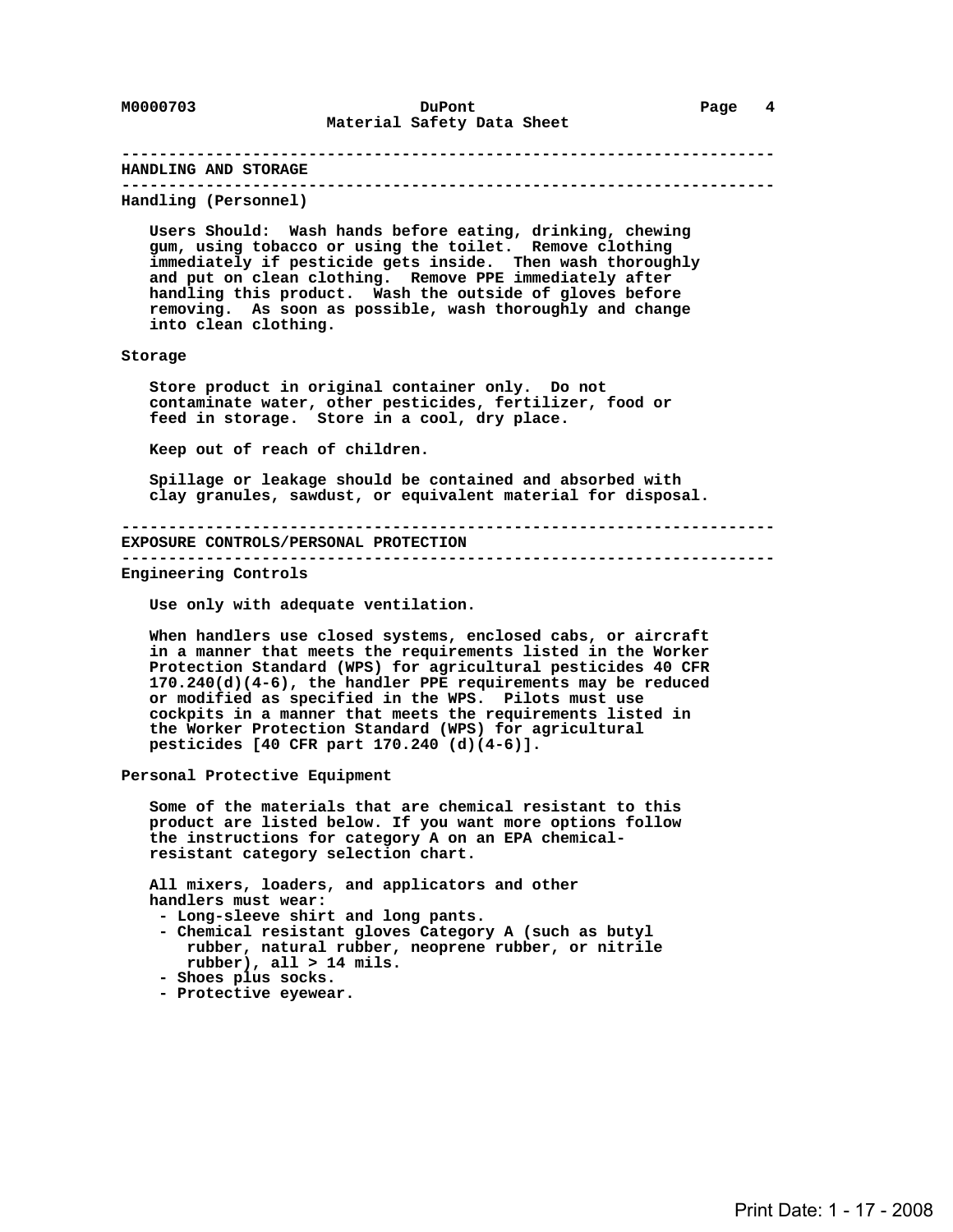## HANDLING AND STORAGE

### Handling (Personnel)

Users Should: Wash hands before eating, drinking, chewing gum, using tobacco or using the toilet. Remove clothing immediately if pesticide gets inside. Then wash thoroughly and put on clean clothing. Remove PPE immediately after handling this product. Wash the outside of gloves before removing. As soon as possible, wash thoroughly and change into clean clothing.

### Storage

Store product in original container only. Do not contaminate water, other pesticides, fertilizer, food or feed in storage. Store in a cool, dry place.

Keep out of reach of children.

Spillage or leakage should be contained and absorbed with clay granules, sawdust, or equivalent material for disposal.

## EXPOSURE CONTROLS/PERSONAL PROTECTION

### Engineering Controls

Use only with adequate ventilation.

When handlers use closed systems, enclosed cabs, or aircraft in a manner that meets the requirements listed in the Worker Protection Standard (WPS) for agricultural pesticides 40 CFR 170.240(d)(4-6), the handler PPE requirements may be reduced or modified as specified in the WPS. Pilots must use cockpits in a manner that meets the requirements listed in the Worker Protection Standard (WPS) for agricultural pesticides [40 CFR part 170.240 (d)(4-6)].

### Personal Protective Equipment

Some of the materials that are chemical resistant to this product are listed below. If you want more options follow the instructions for category A on an EPA chemical-resistant category selection chart.

All mixers, loaders, and applicators and other handlers must wear:

- Long-sleeve shirt and long pants.
- Chemical resistant gloves Category A (such as butyl rubber, natural rubber, neoprene rubber, or nitrile rubber), all > 14 mils.
- Shoes plus socks.
- Protective eyewear.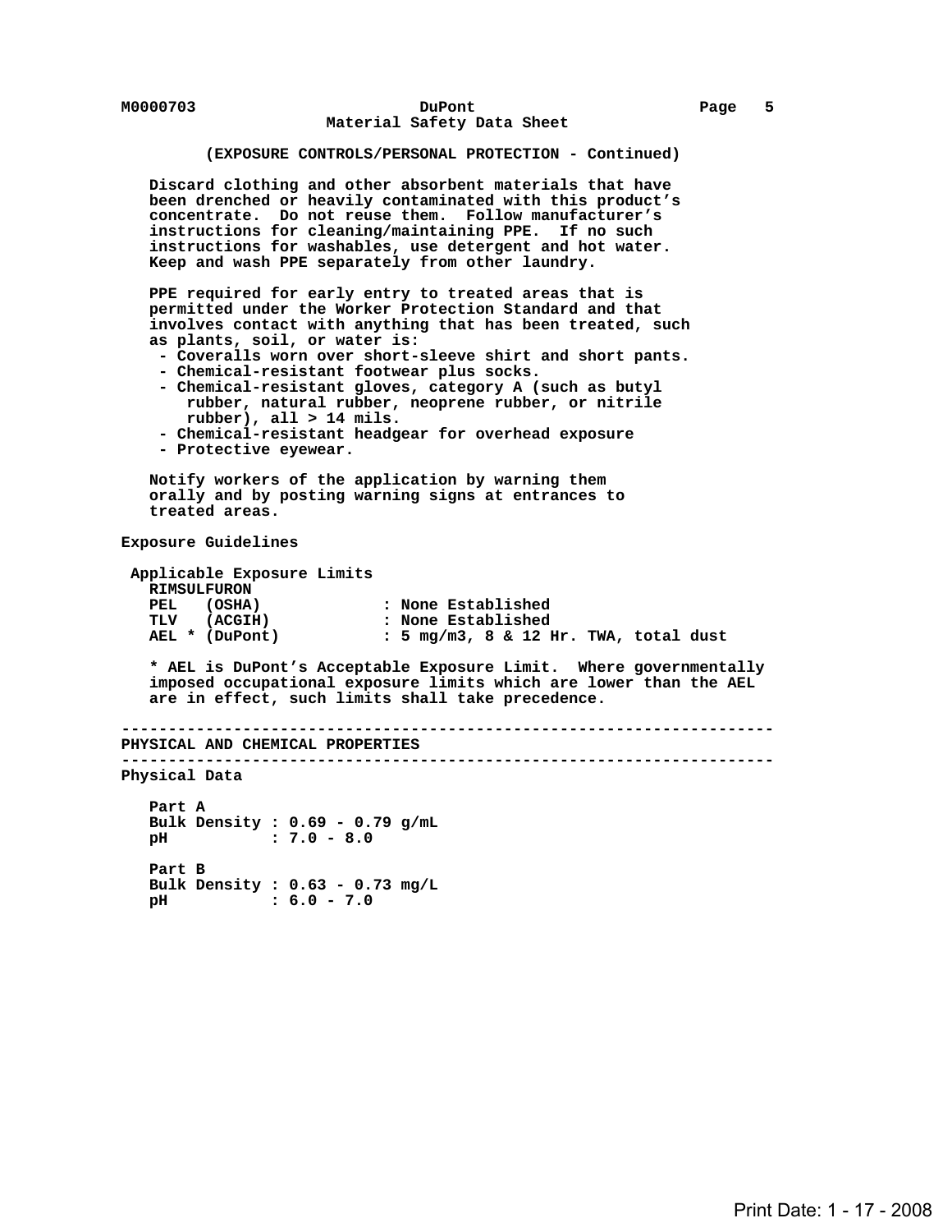(EXPOSURE CONTROLS/PERSONAL PROTECTION - Continued)

Discard clothing and other absorbent materials that have been drenched or heavily contaminated with this product's concentrate. Do not reuse them. Follow manufacturer's instructions for cleaning/maintaining PPE. If no such instructions for washables, use detergent and hot water. Keep and wash PPE separately from other laundry.

PPE required for early entry to treated areas that is permitted under the Worker Protection Standard and that involves contact with anything that has been treated, such as plants, soil, or water is:

- Coveralls worn over short-sleeve shirt and short pants.
- Chemical-resistant footwear plus socks.
- Chemical-resistant gloves, category A (such as butyl rubber, natural rubber, neoprene rubber, or nitrile rubber), all > 14 mils.
- Chemical-resistant headgear for overhead exposure
- Protective eyewear.

Notify workers of the application by warning them orally and by posting warning signs at entrances to treated areas.

### Exposure Guidelines

Applicable Exposure Limits

RIMSULFURON

| | |
|---|---|
| PEL (OSHA) | : None Established |
| TLV (ACGIH) | : None Established |
| AEL * (DuPont) | : 5 mg/m3, 8 & 12 Hr. TWA, total dust |

* AEL is DuPont's Acceptable Exposure Limit. Where governmentally imposed occupational exposure limits which are lower than the AEL are in effect, such limits shall take precedence.

## PHYSICAL AND CHEMICAL PROPERTIES

### Physical Data

Part A

| | |
|---|---|
| Bulk Density | : 0.69 - 0.79 g/mL |
| pH | : 7.0 - 8.0 |

Part B

| | |
|---|---|
| Bulk Density | : 0.63 - 0.73 mg/L |
| pH | : 6.0 - 7.0 |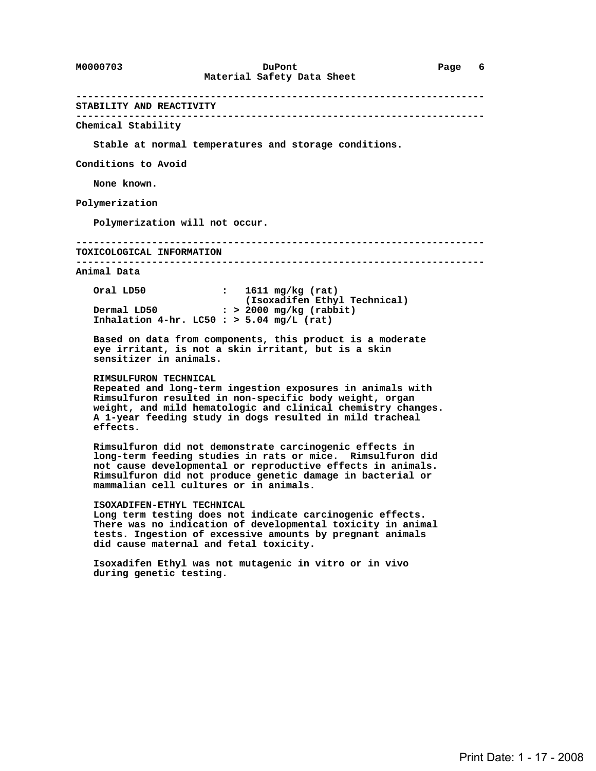## STABILITY AND REACTIVITY

### Chemical Stability

Stable at normal temperatures and storage conditions.

### Conditions to Avoid

None known.

### Polymerization

Polymerization will not occur.

## TOXICOLOGICAL INFORMATION

### Animal Data

| | | |
|---|---|---|
| Oral LD50 | : | 1611 mg/kg (rat) (Isoxadifen Ethyl Technical) |
| Dermal LD50 | : | > 2000 mg/kg (rabbit) |
| Inhalation 4-hr. LC50 | : | > 5.04 mg/L (rat) |

Based on data from components, this product is a moderate eye irritant, is not a skin irritant, but is a skin sensitizer in animals.

**RIMSULFURON TECHNICAL**
Repeated and long-term ingestion exposures in animals with Rimsulfuron resulted in non-specific body weight, organ weight, and mild hematologic and clinical chemistry changes. A 1-year feeding study in dogs resulted in mild tracheal effects.

Rimsulfuron did not demonstrate carcinogenic effects in long-term feeding studies in rats or mice. Rimsulfuron did not cause developmental or reproductive effects in animals. Rimsulfuron did not produce genetic damage in bacterial or mammalian cell cultures or in animals.

**ISOXADIFEN-ETHYL TECHNICAL**
Long term testing does not indicate carcinogenic effects. There was no indication of developmental toxicity in animal tests. Ingestion of excessive amounts by pregnant animals did cause maternal and fetal toxicity.

Isoxadifen Ethyl was not mutagenic in vitro or in vivo during genetic testing.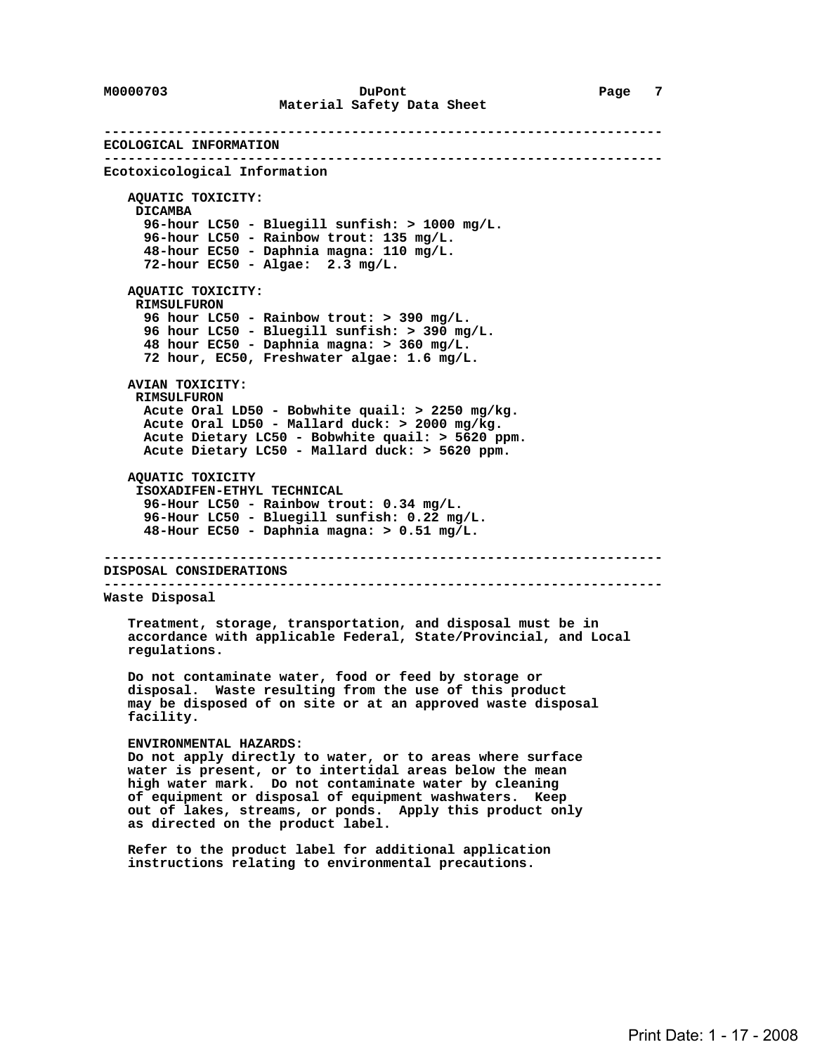## ECOLOGICAL INFORMATION

### Ecotoxicological Information

**AQUATIC TOXICITY:**

**DICAMBA**

- 96-hour LC50 - Bluegill sunfish: > 1000 mg/L.
- 96-hour LC50 - Rainbow trout: 135 mg/L.
- 48-hour EC50 - Daphnia magna: 110 mg/L.
- 72-hour EC50 - Algae: 2.3 mg/L.

**AQUATIC TOXICITY:**

**RIMSULFURON**

- 96 hour LC50 - Rainbow trout: > 390 mg/L.
- 96 hour LC50 - Bluegill sunfish: > 390 mg/L.
- 48 hour EC50 - Daphnia magna: > 360 mg/L.
- 72 hour, EC50, Freshwater algae: 1.6 mg/L.

**AVIAN TOXICITY:**

**RIMSULFURON**

- Acute Oral LD50 - Bobwhite quail: > 2250 mg/kg.
- Acute Oral LD50 - Mallard duck: > 2000 mg/kg.
- Acute Dietary LC50 - Bobwhite quail: > 5620 ppm.
- Acute Dietary LC50 - Mallard duck: > 5620 ppm.

**AQUATIC TOXICITY**

**ISOXADIFEN-ETHYL TECHNICAL**

- 96-Hour LC50 - Rainbow trout: 0.34 mg/L.
- 96-Hour LC50 - Bluegill sunfish: 0.22 mg/L.
- 48-Hour EC50 - Daphnia magna: > 0.51 mg/L.

## DISPOSAL CONSIDERATIONS

### Waste Disposal

Treatment, storage, transportation, and disposal must be in accordance with applicable Federal, State/Provincial, and Local regulations.

Do not contaminate water, food or feed by storage or disposal. Waste resulting from the use of this product may be disposed of on site or at an approved waste disposal facility.

**ENVIRONMENTAL HAZARDS:**

Do not apply directly to water, or to areas where surface water is present, or to intertidal areas below the mean high water mark. Do not contaminate water by cleaning of equipment or disposal of equipment washwaters. Keep out of lakes, streams, or ponds. Apply this product only as directed on the product label.

Refer to the product label for additional application instructions relating to environmental precautions.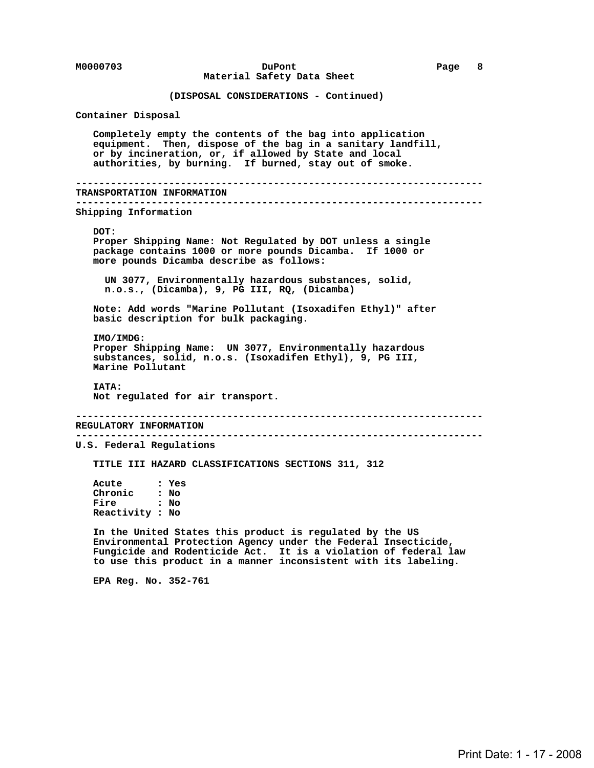(DISPOSAL CONSIDERATIONS - Continued)

**Container Disposal**

Completely empty the contents of the bag into application equipment. Then, dispose of the bag in a sanitary landfill, or by incineration, or, if allowed by State and local authorities, by burning. If burned, stay out of smoke.

---

## TRANSPORTATION INFORMATION

---

**Shipping Information**

DOT:
Proper Shipping Name: Not Regulated by DOT unless a single package contains 1000 or more pounds Dicamba. If 1000 or more pounds Dicamba describe as follows:

UN 3077, Environmentally hazardous substances, solid, n.o.s., (Dicamba), 9, PG III, RQ, (Dicamba)

Note: Add words "Marine Pollutant (Isoxadifen Ethyl)" after basic description for bulk packaging.

IMO/IMDG:
Proper Shipping Name: UN 3077, Environmentally hazardous substances, solid, n.o.s. (Isoxadifen Ethyl), 9, PG III, Marine Pollutant

IATA:
Not regulated for air transport.

---

## REGULATORY INFORMATION

---

**U.S. Federal Regulations**

TITLE III HAZARD CLASSIFICATIONS SECTIONS 311, 312

Acute : Yes
Chronic : No
Fire : No
Reactivity : No

In the United States this product is regulated by the US Environmental Protection Agency under the Federal Insecticide, Fungicide and Rodenticide Act. It is a violation of federal law to use this product in a manner inconsistent with its labeling.

EPA Reg. No. 352-761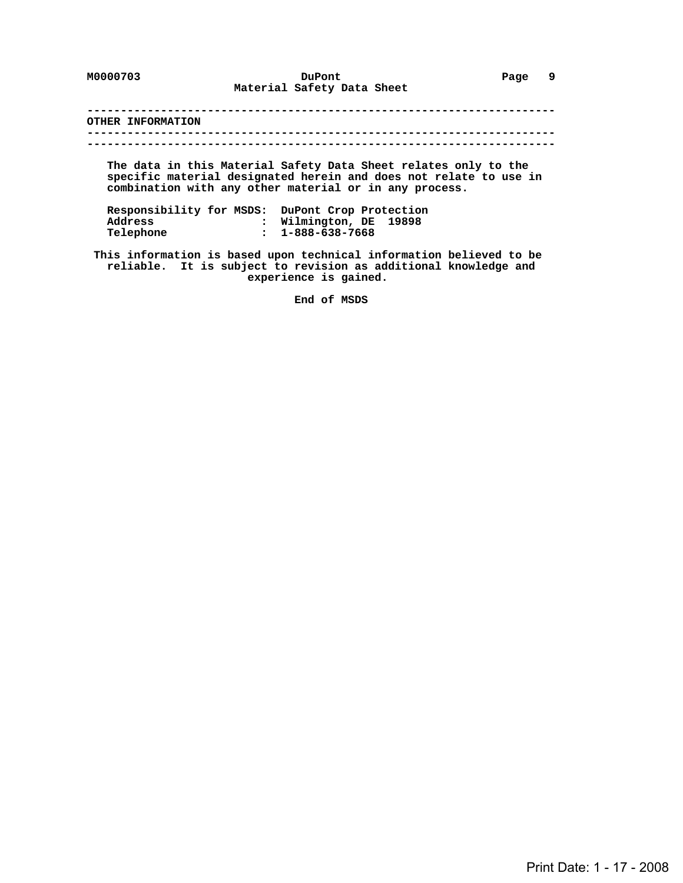## OTHER INFORMATION

The data in this Material Safety Data Sheet relates only to the specific material designated herein and does not relate to use in combination with any other material or in any process.

Responsibility for MSDS: DuPont Crop Protection
Address : Wilmington, DE 19898
Telephone : 1-888-638-7668

This information is based upon technical information believed to be reliable. It is subject to revision as additional knowledge and experience is gained.

End of MSDS